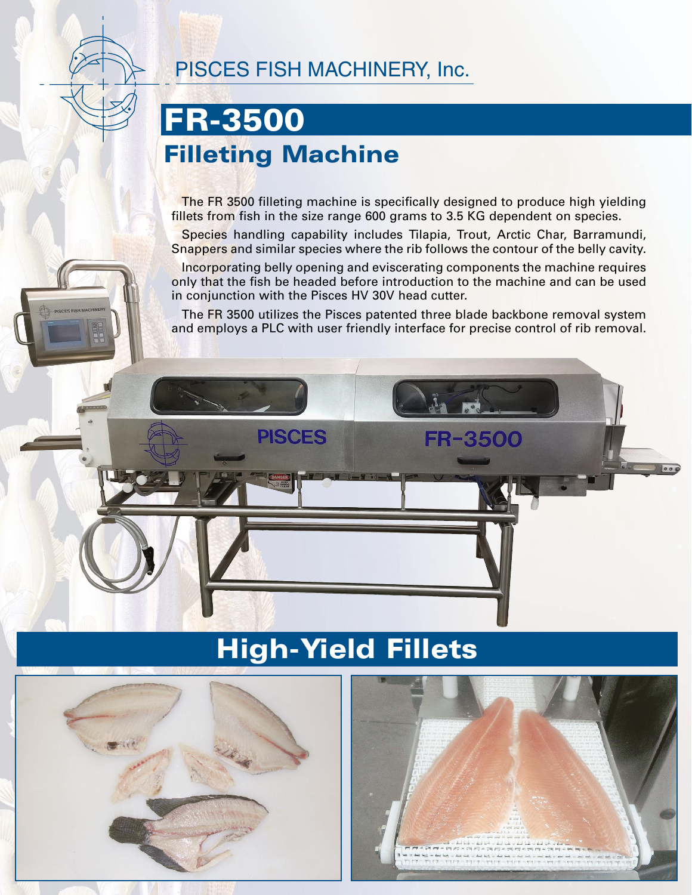PISCES FISH MACHINERY, Inc.

# FR-3500

## Filleting Machine

The FR 3500 filleting machine is specifically designed to produce high yielding fillets from fish in the size range 600 grams to 3.5 KG dependent on species.

Species handling capability includes Tilapia, Trout, Arctic Char, Barramundi, Snappers and similar species where the rib follows the contour of the belly cavity.

Incorporating belly opening and eviscerating components the machine requires only that the fish be headed before introduction to the machine and can be used in conjunction with the Pisces HV 30V head cutter.

The FR 3500 utilizes the Pisces patented three blade backbone removal system and employs a PLC with user friendly interface for precise control of rib removal.

## High-Yield Fillets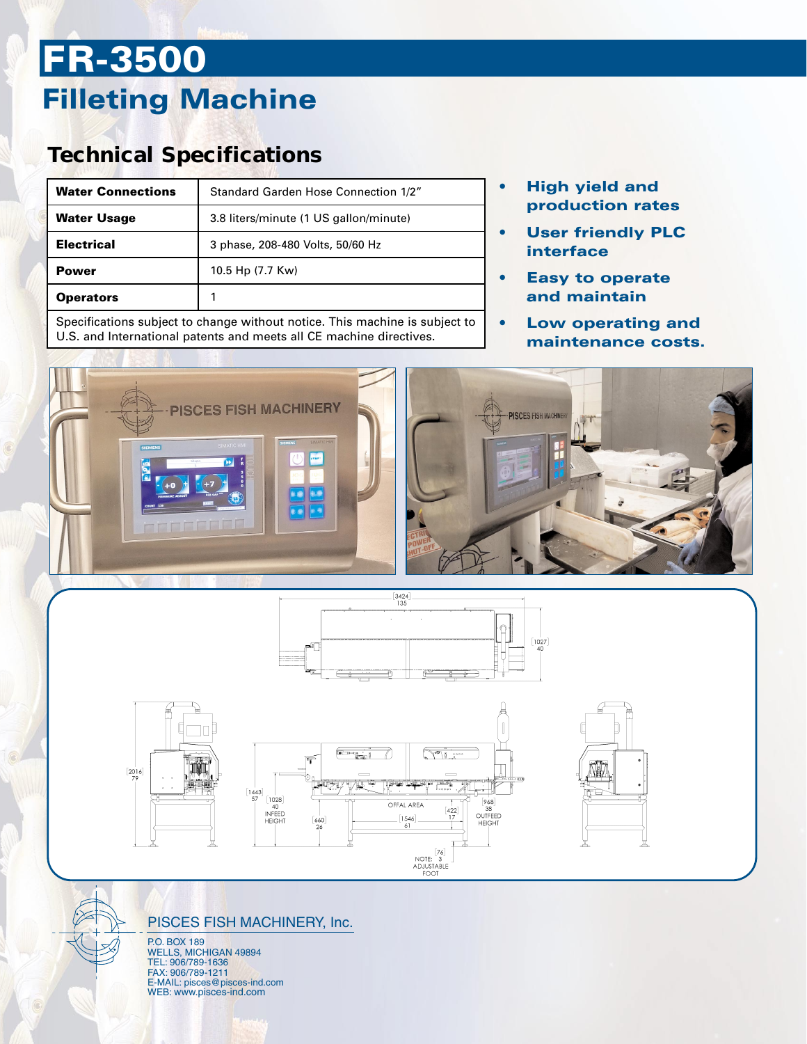# FR-3500

## Filleting Machine

### Technical Specifications

| | |
|---|---|
| **Water Connections** | Standard Garden Hose Connection 1/2″ |
| **Water Usage** | 3.8 liters/minute (1 US gallon/minute) |
| **Electrical** | 3 phase, 208-480 Volts, 50/60 Hz |
| **Power** | 10.5 Hp (7.7 Kw) |
| **Operators** | 1 |

Specifications subject to change without notice. This machine is subject to U.S. and International patents and meets all CE machine directives.

- **High yield and production rates**
- **User friendly PLC interface**
- **Easy to operate and maintain**
- **Low operating and maintenance costs.**

[3424]
135

[1027]
40

[2016]
79

[1443]
57

[1028]
40
INFEED HEIGHT

[660]
26

OFFAL AREA

[1546]
61

[422]
17

[968]
38
OUTFEED HEIGHT

[76]
NOTE: 3
ADJUSTABLE FOOT

PISCES FISH MACHINERY, Inc.

P.O. BOX 189
WELLS, MICHIGAN 49894
TEL: 906/789-1636
FAX: 906/789-1211
E-MAIL: pisces@pisces-ind.com
WEB: www.pisces-ind.com